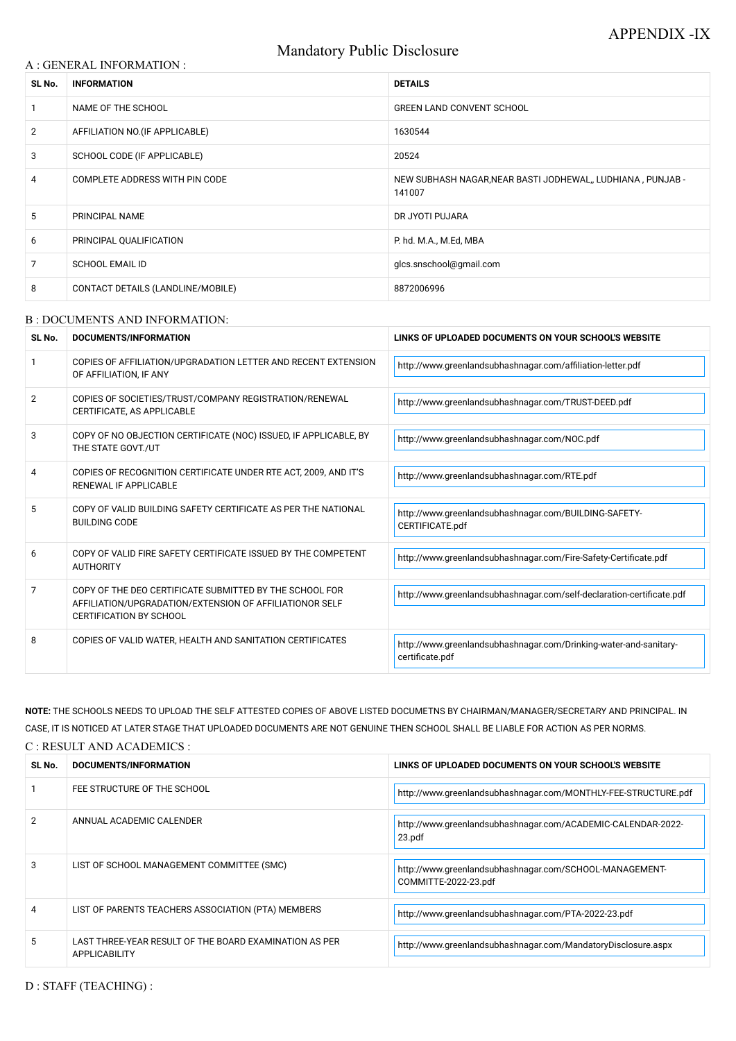APPENDIX -IX

# Mandatory Public Disclosure

## A : GENERAL INFORMATION :

| SL No. | INFORMATION | DETAILS |
|---|---|---|
| 1 | NAME OF THE SCHOOL | GREEN LAND CONVENT SCHOOL |
| 2 | AFFILIATION NO.(IF APPLICABLE) | 1630544 |
| 3 | SCHOOL CODE (IF APPLICABLE) | 20524 |
| 4 | COMPLETE ADDRESS WITH PIN CODE | NEW SUBHASH NAGAR,NEAR BASTI JODHEWAL,, LUDHIANA , PUNJAB - 141007 |
| 5 | PRINCIPAL NAME | DR JYOTI PUJARA |
| 6 | PRINCIPAL QUALIFICATION | P. hd. M.A., M.Ed, MBA |
| 7 | SCHOOL EMAIL ID | glcs.snschool@gmail.com |
| 8 | CONTACT DETAILS (LANDLINE/MOBILE) | 8872006996 |

## B : DOCUMENTS AND INFORMATION:

| SL No. | DOCUMENTS/INFORMATION | LINKS OF UPLOADED DOCUMENTS ON YOUR SCHOOL'S WEBSITE |
|---|---|---|
| 1 | COPIES OF AFFILIATION/UPGRADATION LETTER AND RECENT EXTENSION OF AFFILIATION, IF ANY | http://www.greenlandsubhashnagar.com/affiliation-letter.pdf |
| 2 | COPIES OF SOCIETIES/TRUST/COMPANY REGISTRATION/RENEWAL CERTIFICATE, AS APPLICABLE | http://www.greenlandsubhashnagar.com/TRUST-DEED.pdf |
| 3 | COPY OF NO OBJECTION CERTIFICATE (NOC) ISSUED, IF APPLICABLE, BY THE STATE GOVT./UT | http://www.greenlandsubhashnagar.com/NOC.pdf |
| 4 | COPIES OF RECOGNITION CERTIFICATE UNDER RTE ACT, 2009, AND IT'S RENEWAL IF APPLICABLE | http://www.greenlandsubhashnagar.com/RTE.pdf |
| 5 | COPY OF VALID BUILDING SAFETY CERTIFICATE AS PER THE NATIONAL BUILDING CODE | http://www.greenlandsubhashnagar.com/BUILDING-SAFETY-CERTIFICATE.pdf |
| 6 | COPY OF VALID FIRE SAFETY CERTIFICATE ISSUED BY THE COMPETENT AUTHORITY | http://www.greenlandsubhashnagar.com/Fire-Safety-Certificate.pdf |
| 7 | COPY OF THE DEO CERTIFICATE SUBMITTED BY THE SCHOOL FOR AFFILIATION/UPGRADATION/EXTENSION OF AFFILIATIONOR SELF CERTIFICATION BY SCHOOL | http://www.greenlandsubhashnagar.com/self-declaration-certificate.pdf |
| 8 | COPIES OF VALID WATER, HEALTH AND SANITATION CERTIFICATES | http://www.greenlandsubhashnagar.com/Drinking-water-and-sanitary-certificate.pdf |

**NOTE:** THE SCHOOLS NEEDS TO UPLOAD THE SELF ATTESTED COPIES OF ABOVE LISTED DOCUMETNS BY CHAIRMAN/MANAGER/SECRETARY AND PRINCIPAL. IN CASE, IT IS NOTICED AT LATER STAGE THAT UPLOADED DOCUMENTS ARE NOT GENUINE THEN SCHOOL SHALL BE LIABLE FOR ACTION AS PER NORMS.

## C : RESULT AND ACADEMICS :

| SL No. | DOCUMENTS/INFORMATION | LINKS OF UPLOADED DOCUMENTS ON YOUR SCHOOL'S WEBSITE |
|---|---|---|
| 1 | FEE STRUCTURE OF THE SCHOOL | http://www.greenlandsubhashnagar.com/MONTHLY-FEE-STRUCTURE.pdf |
| 2 | ANNUAL ACADEMIC CALENDER | http://www.greenlandsubhashnagar.com/ACADEMIC-CALENDAR-2022-23.pdf |
| 3 | LIST OF SCHOOL MANAGEMENT COMMITTEE (SMC) | http://www.greenlandsubhashnagar.com/SCHOOL-MANAGEMENT-COMMITTE-2022-23.pdf |
| 4 | LIST OF PARENTS TEACHERS ASSOCIATION (PTA) MEMBERS | http://www.greenlandsubhashnagar.com/PTA-2022-23.pdf |
| 5 | LAST THREE-YEAR RESULT OF THE BOARD EXAMINATION AS PER APPLICABILITY | http://www.greenlandsubhashnagar.com/MandatoryDisclosure.aspx |

## D : STAFF (TEACHING) :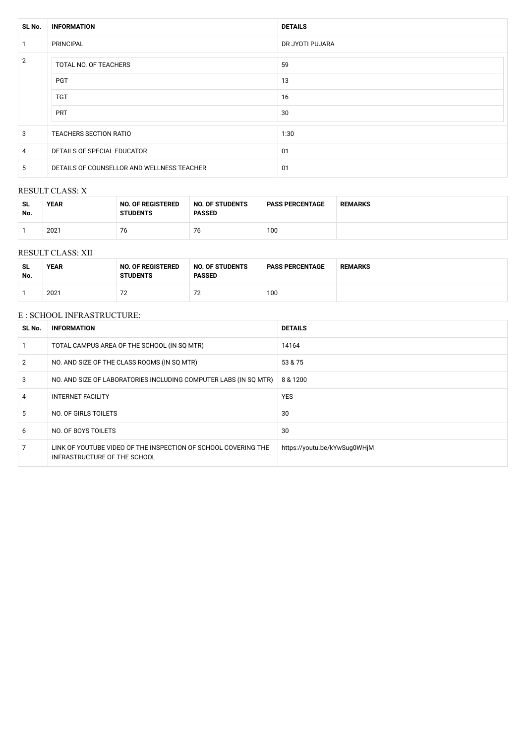| SL No. | INFORMATION | DETAILS |
|---|---|---|
| 1 | PRINCIPAL | DR JYOTI PUJARA |
| 2 | TOTAL NO. OF TEACHERS | 59 |
| | PGT | 13 |
| | TGT | 16 |
| | PRT | 30 |
| 3 | TEACHERS SECTION RATIO | 1:30 |
| 4 | DETAILS OF SPECIAL EDUCATOR | 01 |
| 5 | DETAILS OF COUNSELLOR AND WELLNESS TEACHER | 01 |

RESULT CLASS: X

| SL No. | YEAR | NO. OF REGISTERED STUDENTS | NO. OF STUDENTS PASSED | PASS PERCENTAGE | REMARKS |
|---|---|---|---|---|---|
| 1 | 2021 | 76 | 76 | 100 | |

RESULT CLASS: XII

| SL No. | YEAR | NO. OF REGISTERED STUDENTS | NO. OF STUDENTS PASSED | PASS PERCENTAGE | REMARKS |
|---|---|---|---|---|---|
| 1 | 2021 | 72 | 72 | 100 | |

E : SCHOOL INFRASTRUCTURE:

| SL No. | INFORMATION | DETAILS |
|---|---|---|
| 1 | TOTAL CAMPUS AREA OF THE SCHOOL (IN SQ MTR) | 14164 |
| 2 | NO. AND SIZE OF THE CLASS ROOMS (IN SQ MTR) | 53 & 75 |
| 3 | NO. AND SIZE OF LABORATORIES INCLUDING COMPUTER LABS (IN SQ MTR) | 8 & 1200 |
| 4 | INTERNET FACILITY | YES |
| 5 | NO. OF GIRLS TOILETS | 30 |
| 6 | NO. OF BOYS TOILETS | 30 |
| 7 | LINK OF YOUTUBE VIDEO OF THE INSPECTION OF SCHOOL COVERING THE INFRASTRUCTURE OF THE SCHOOL | https://youtu.be/kYwSug0WHjM |